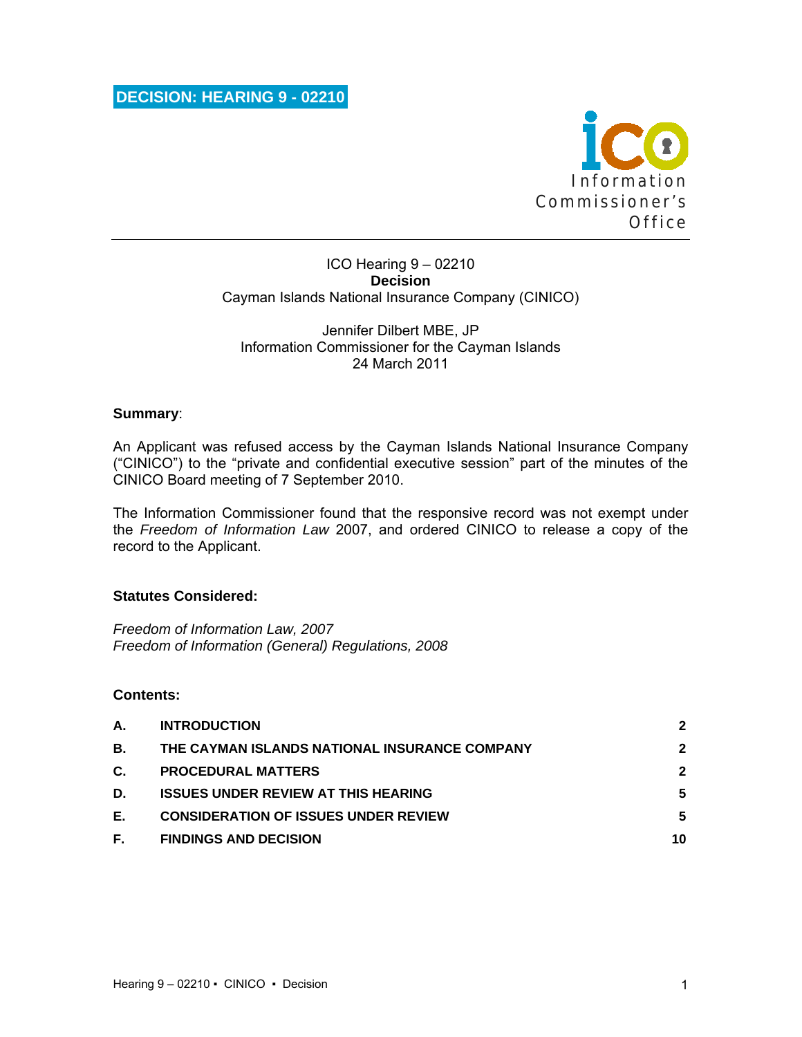# DECISION: HEARING 9 - 02210

Information Commissioner's Office

ICO Hearing 9 – 02210
**Decision**
Cayman Islands National Insurance Company (CINICO)

Jennifer Dilbert MBE, JP
Information Commissioner for the Cayman Islands
24 March 2011

**Summary**:

An Applicant was refused access by the Cayman Islands National Insurance Company ("CINICO") to the "private and confidential executive session" part of the minutes of the CINICO Board meeting of 7 September 2010.

The Information Commissioner found that the responsive record was not exempt under the *Freedom of Information Law* 2007, and ordered CINICO to release a copy of the record to the Applicant.

**Statutes Considered:**

*Freedom of Information Law, 2007*
*Freedom of Information (General) Regulations, 2008*

**Contents:**

| | | |
|---|---|---|
| **A.** | **INTRODUCTION** | **2** |
| **B.** | **THE CAYMAN ISLANDS NATIONAL INSURANCE COMPANY** | **2** |
| **C.** | **PROCEDURAL MATTERS** | **2** |
| **D.** | **ISSUES UNDER REVIEW AT THIS HEARING** | **5** |
| **E.** | **CONSIDERATION OF ISSUES UNDER REVIEW** | **5** |
| **F.** | **FINDINGS AND DECISION** | **10** |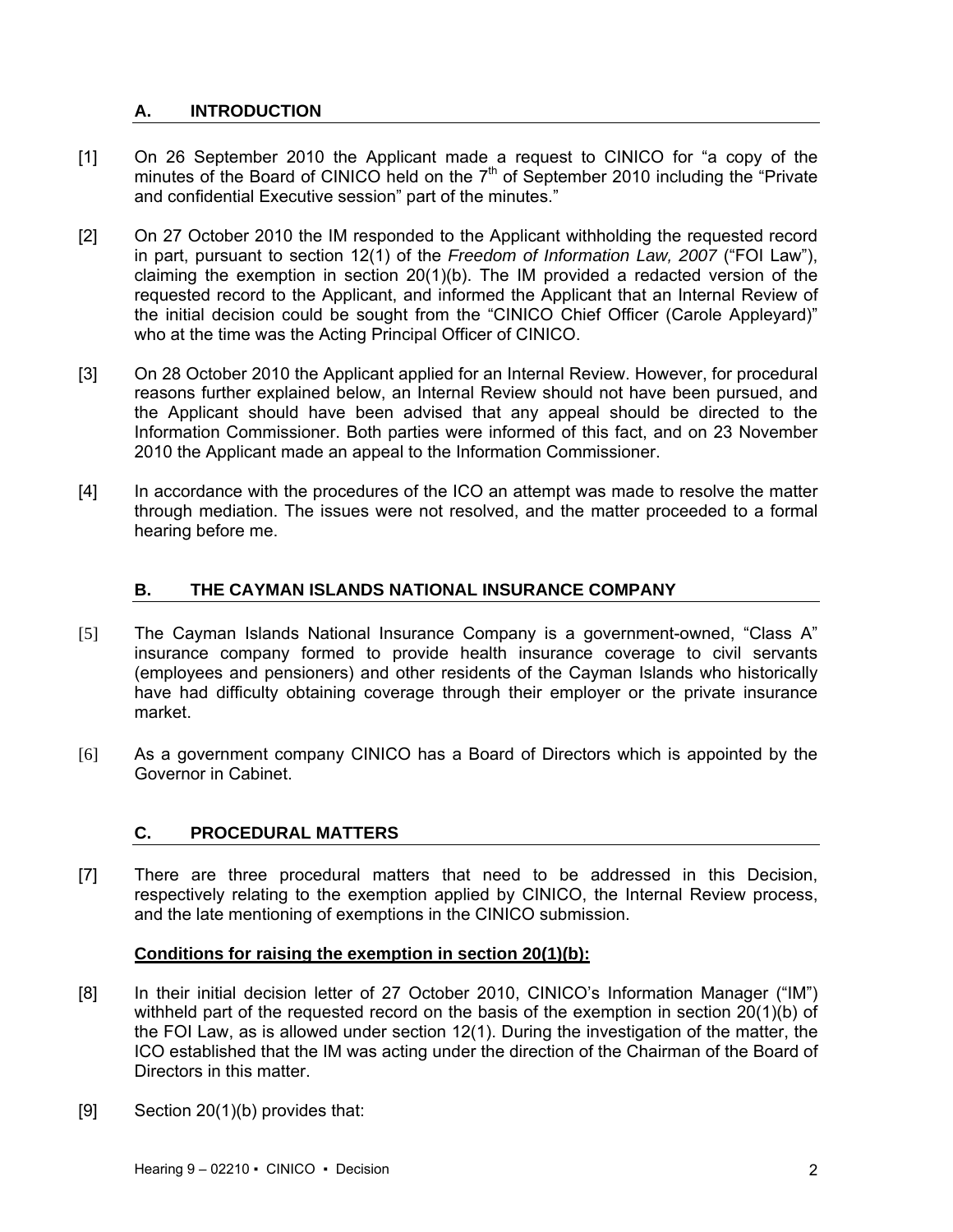## A. INTRODUCTION

[1] On 26 September 2010 the Applicant made a request to CINICO for "a copy of the minutes of the Board of CINICO held on the 7th of September 2010 including the "Private and confidential Executive session" part of the minutes."

[2] On 27 October 2010 the IM responded to the Applicant withholding the requested record in part, pursuant to section 12(1) of the *Freedom of Information Law, 2007* ("FOI Law"), claiming the exemption in section 20(1)(b). The IM provided a redacted version of the requested record to the Applicant, and informed the Applicant that an Internal Review of the initial decision could be sought from the "CINICO Chief Officer (Carole Appleyard)" who at the time was the Acting Principal Officer of CINICO.

[3] On 28 October 2010 the Applicant applied for an Internal Review. However, for procedural reasons further explained below, an Internal Review should not have been pursued, and the Applicant should have been advised that any appeal should be directed to the Information Commissioner. Both parties were informed of this fact, and on 23 November 2010 the Applicant made an appeal to the Information Commissioner.

[4] In accordance with the procedures of the ICO an attempt was made to resolve the matter through mediation. The issues were not resolved, and the matter proceeded to a formal hearing before me.

## B. THE CAYMAN ISLANDS NATIONAL INSURANCE COMPANY

[5] The Cayman Islands National Insurance Company is a government-owned, "Class A" insurance company formed to provide health insurance coverage to civil servants (employees and pensioners) and other residents of the Cayman Islands who historically have had difficulty obtaining coverage through their employer or the private insurance market.

[6] As a government company CINICO has a Board of Directors which is appointed by the Governor in Cabinet.

## C. PROCEDURAL MATTERS

[7] There are three procedural matters that need to be addressed in this Decision, respectively relating to the exemption applied by CINICO, the Internal Review process, and the late mentioning of exemptions in the CINICO submission.

**Conditions for raising the exemption in section 20(1)(b):**

[8] In their initial decision letter of 27 October 2010, CINICO's Information Manager ("IM") withheld part of the requested record on the basis of the exemption in section 20(1)(b) of the FOI Law, as is allowed under section 12(1). During the investigation of the matter, the ICO established that the IM was acting under the direction of the Chairman of the Board of Directors in this matter.

[9] Section 20(1)(b) provides that: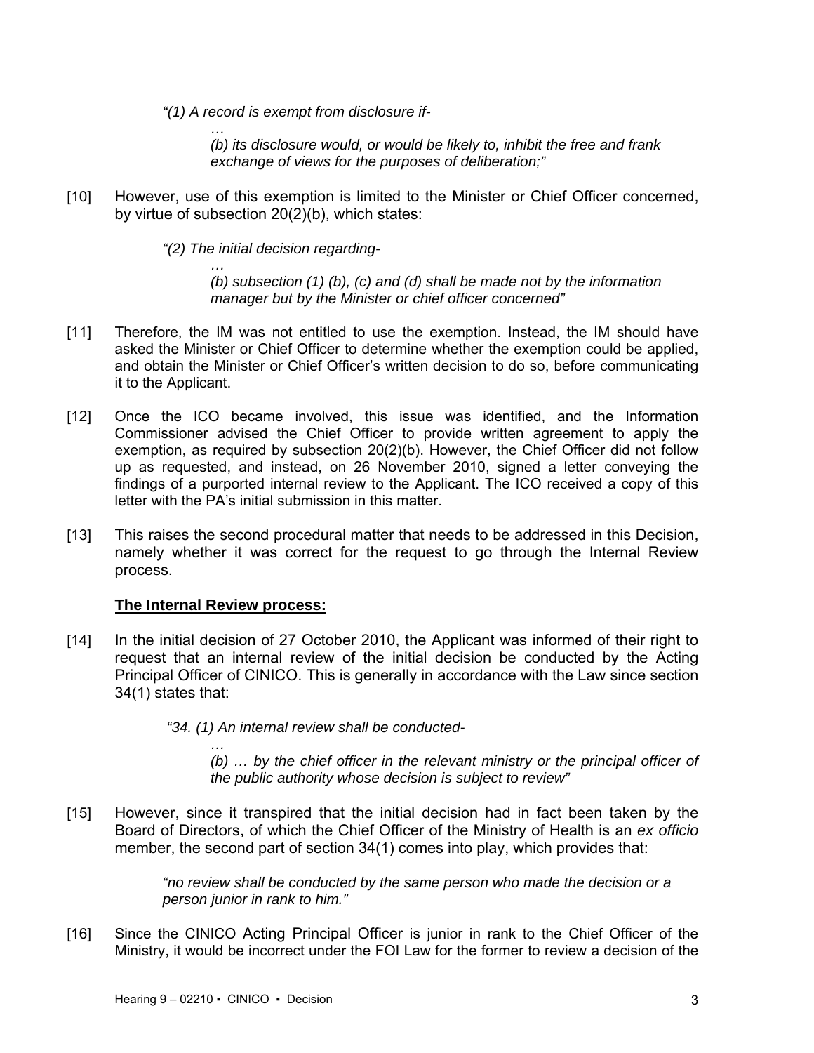> *"(1) A record is exempt from disclosure if-*
>
> > *…*
> > *(b) its disclosure would, or would be likely to, inhibit the free and frank exchange of views for the purposes of deliberation;"*

[10] However, use of this exemption is limited to the Minister or Chief Officer concerned, by virtue of subsection 20(2)(b), which states:

> *"(2) The initial decision regarding-*
>
> > *…*
> > *(b) subsection (1) (b), (c) and (d) shall be made not by the information manager but by the Minister or chief officer concerned"*

[11] Therefore, the IM was not entitled to use the exemption. Instead, the IM should have asked the Minister or Chief Officer to determine whether the exemption could be applied, and obtain the Minister or Chief Officer's written decision to do so, before communicating it to the Applicant.

[12] Once the ICO became involved, this issue was identified, and the Information Commissioner advised the Chief Officer to provide written agreement to apply the exemption, as required by subsection 20(2)(b). However, the Chief Officer did not follow up as requested, and instead, on 26 November 2010, signed a letter conveying the findings of a purported internal review to the Applicant. The ICO received a copy of this letter with the PA's initial submission in this matter.

[13] This raises the second procedural matter that needs to be addressed in this Decision, namely whether it was correct for the request to go through the Internal Review process.

**The Internal Review process:**

[14] In the initial decision of 27 October 2010, the Applicant was informed of their right to request that an internal review of the initial decision be conducted by the Acting Principal Officer of CINICO. This is generally in accordance with the Law since section 34(1) states that:

> *"34. (1) An internal review shall be conducted-*
>
> > *…*
> > *(b) … by the chief officer in the relevant ministry or the principal officer of the public authority whose decision is subject to review"*

[15] However, since it transpired that the initial decision had in fact been taken by the Board of Directors, of which the Chief Officer of the Ministry of Health is an *ex officio* member, the second part of section 34(1) comes into play, which provides that:

> *"no review shall be conducted by the same person who made the decision or a person junior in rank to him."*

[16] Since the CINICO Acting Principal Officer is junior in rank to the Chief Officer of the Ministry, it would be incorrect under the FOI Law for the former to review a decision of the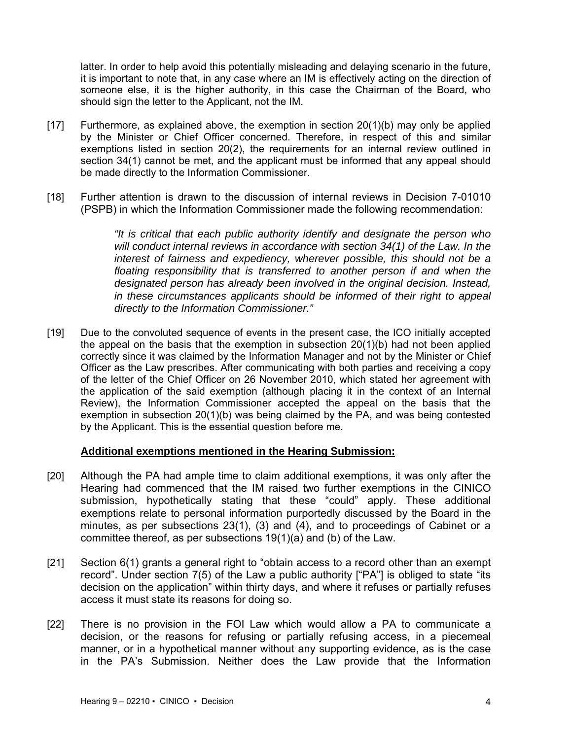latter. In order to help avoid this potentially misleading and delaying scenario in the future, it is important to note that, in any case where an IM is effectively acting on the direction of someone else, it is the higher authority, in this case the Chairman of the Board, who should sign the letter to the Applicant, not the IM.

[17] Furthermore, as explained above, the exemption in section 20(1)(b) may only be applied by the Minister or Chief Officer concerned. Therefore, in respect of this and similar exemptions listed in section 20(2), the requirements for an internal review outlined in section 34(1) cannot be met, and the applicant must be informed that any appeal should be made directly to the Information Commissioner.

[18] Further attention is drawn to the discussion of internal reviews in Decision 7-01010 (PSPB) in which the Information Commissioner made the following recommendation:

> *"It is critical that each public authority identify and designate the person who will conduct internal reviews in accordance with section 34(1) of the Law. In the interest of fairness and expediency, wherever possible, this should not be a floating responsibility that is transferred to another person if and when the designated person has already been involved in the original decision. Instead, in these circumstances applicants should be informed of their right to appeal directly to the Information Commissioner."*

[19] Due to the convoluted sequence of events in the present case, the ICO initially accepted the appeal on the basis that the exemption in subsection 20(1)(b) had not been applied correctly since it was claimed by the Information Manager and not by the Minister or Chief Officer as the Law prescribes. After communicating with both parties and receiving a copy of the letter of the Chief Officer on 26 November 2010, which stated her agreement with the application of the said exemption (although placing it in the context of an Internal Review), the Information Commissioner accepted the appeal on the basis that the exemption in subsection 20(1)(b) was being claimed by the PA, and was being contested by the Applicant. This is the essential question before me.

**Additional exemptions mentioned in the Hearing Submission:**

[20] Although the PA had ample time to claim additional exemptions, it was only after the Hearing had commenced that the IM raised two further exemptions in the CINICO submission, hypothetically stating that these "could" apply. These additional exemptions relate to personal information purportedly discussed by the Board in the minutes, as per subsections 23(1), (3) and (4), and to proceedings of Cabinet or a committee thereof, as per subsections 19(1)(a) and (b) of the Law.

[21] Section 6(1) grants a general right to "obtain access to a record other than an exempt record". Under section 7(5) of the Law a public authority ["PA"] is obliged to state "its decision on the application" within thirty days, and where it refuses or partially refuses access it must state its reasons for doing so.

[22] There is no provision in the FOI Law which would allow a PA to communicate a decision, or the reasons for refusing or partially refusing access, in a piecemeal manner, or in a hypothetical manner without any supporting evidence, as is the case in the PA's Submission. Neither does the Law provide that the Information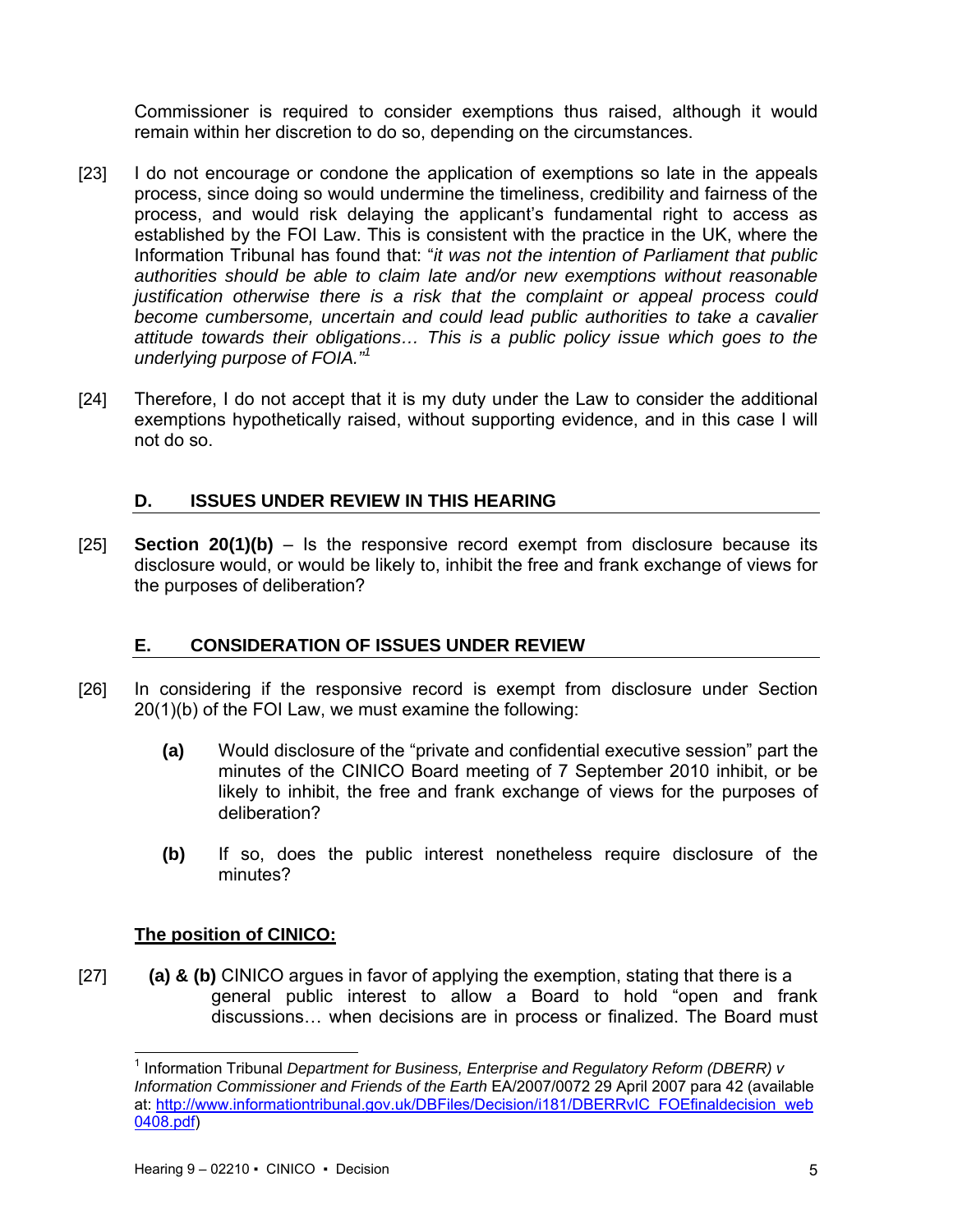Commissioner is required to consider exemptions thus raised, although it would remain within her discretion to do so, depending on the circumstances.

[23] I do not encourage or condone the application of exemptions so late in the appeals process, since doing so would undermine the timeliness, credibility and fairness of the process, and would risk delaying the applicant's fundamental right to access as established by the FOI Law. This is consistent with the practice in the UK, where the Information Tribunal has found that: "*it was not the intention of Parliament that public authorities should be able to claim late and/or new exemptions without reasonable justification otherwise there is a risk that the complaint or appeal process could become cumbersome, uncertain and could lead public authorities to take a cavalier attitude towards their obligations… This is a public policy issue which goes to the underlying purpose of FOIA.*"[1]

[24] Therefore, I do not accept that it is my duty under the Law to consider the additional exemptions hypothetically raised, without supporting evidence, and in this case I will not do so.

## D. ISSUES UNDER REVIEW IN THIS HEARING

[25] **Section 20(1)(b)** – Is the responsive record exempt from disclosure because its disclosure would, or would be likely to, inhibit the free and frank exchange of views for the purposes of deliberation?

## E. CONSIDERATION OF ISSUES UNDER REVIEW

[26] In considering if the responsive record is exempt from disclosure under Section 20(1)(b) of the FOI Law, we must examine the following:

**(a)** Would disclosure of the "private and confidential executive session" part the minutes of the CINICO Board meeting of 7 September 2010 inhibit, or be likely to inhibit, the free and frank exchange of views for the purposes of deliberation?

**(b)** If so, does the public interest nonetheless require disclosure of the minutes?

**<u>The position of CINICO:</u>**

[27] **(a) & (b)** CINICO argues in favor of applying the exemption, stating that there is a general public interest to allow a Board to hold "open and frank discussions… when decisions are in process or finalized. The Board must

---

[1] Information Tribunal *Department for Business, Enterprise and Regulatory Reform (DBERR) v Information Commissioner and Friends of the Earth* EA/2007/0072 29 April 2007 para 42 (available at: http://www.informationtribunal.gov.uk/DBFiles/Decision/i181/DBERRvIC_FOEfinaldecision_web0408.pdf)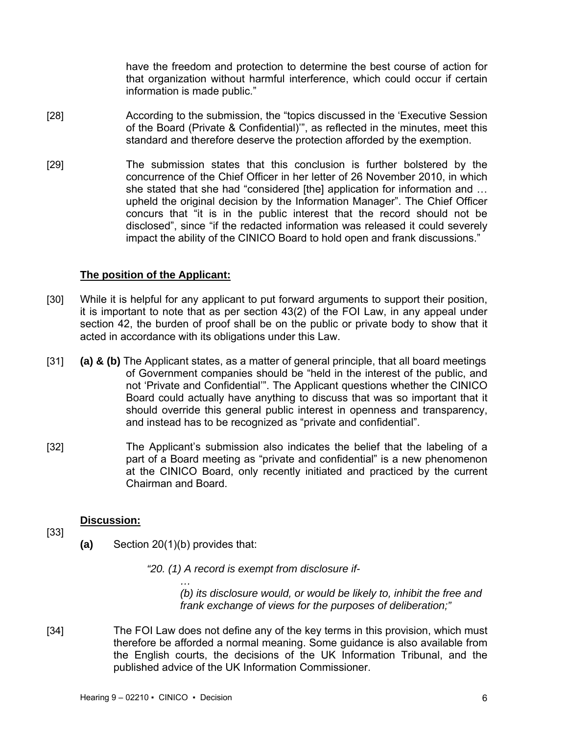have the freedom and protection to determine the best course of action for that organization without harmful interference, which could occur if certain information is made public."

[28] According to the submission, the "topics discussed in the 'Executive Session of the Board (Private & Confidential)'", as reflected in the minutes, meet this standard and therefore deserve the protection afforded by the exemption.

[29] The submission states that this conclusion is further bolstered by the concurrence of the Chief Officer in her letter of 26 November 2010, in which she stated that she had "considered [the] application for information and … upheld the original decision by the Information Manager". The Chief Officer concurs that "it is in the public interest that the record should not be disclosed", since "if the redacted information was released it could severely impact the ability of the CINICO Board to hold open and frank discussions."

**The position of the Applicant:**

[30] While it is helpful for any applicant to put forward arguments to support their position, it is important to note that as per section 43(2) of the FOI Law, in any appeal under section 42, the burden of proof shall be on the public or private body to show that it acted in accordance with its obligations under this Law.

[31] **(a) & (b)** The Applicant states, as a matter of general principle, that all board meetings of Government companies should be "held in the interest of the public, and not 'Private and Confidential'". The Applicant questions whether the CINICO Board could actually have anything to discuss that was so important that it should override this general public interest in openness and transparency, and instead has to be recognized as "private and confidential".

[32] The Applicant's submission also indicates the belief that the labeling of a part of a Board meeting as "private and confidential" is a new phenomenon at the CINICO Board, only recently initiated and practiced by the current Chairman and Board.

**Discussion:**

[33]

**(a)** Section 20(1)(b) provides that:

*"20. (1) A record is exempt from disclosure if-*

*…*

*(b) its disclosure would, or would be likely to, inhibit the free and frank exchange of views for the purposes of deliberation;"*

[34] The FOI Law does not define any of the key terms in this provision, which must therefore be afforded a normal meaning. Some guidance is also available from the English courts, the decisions of the UK Information Tribunal, and the published advice of the UK Information Commissioner.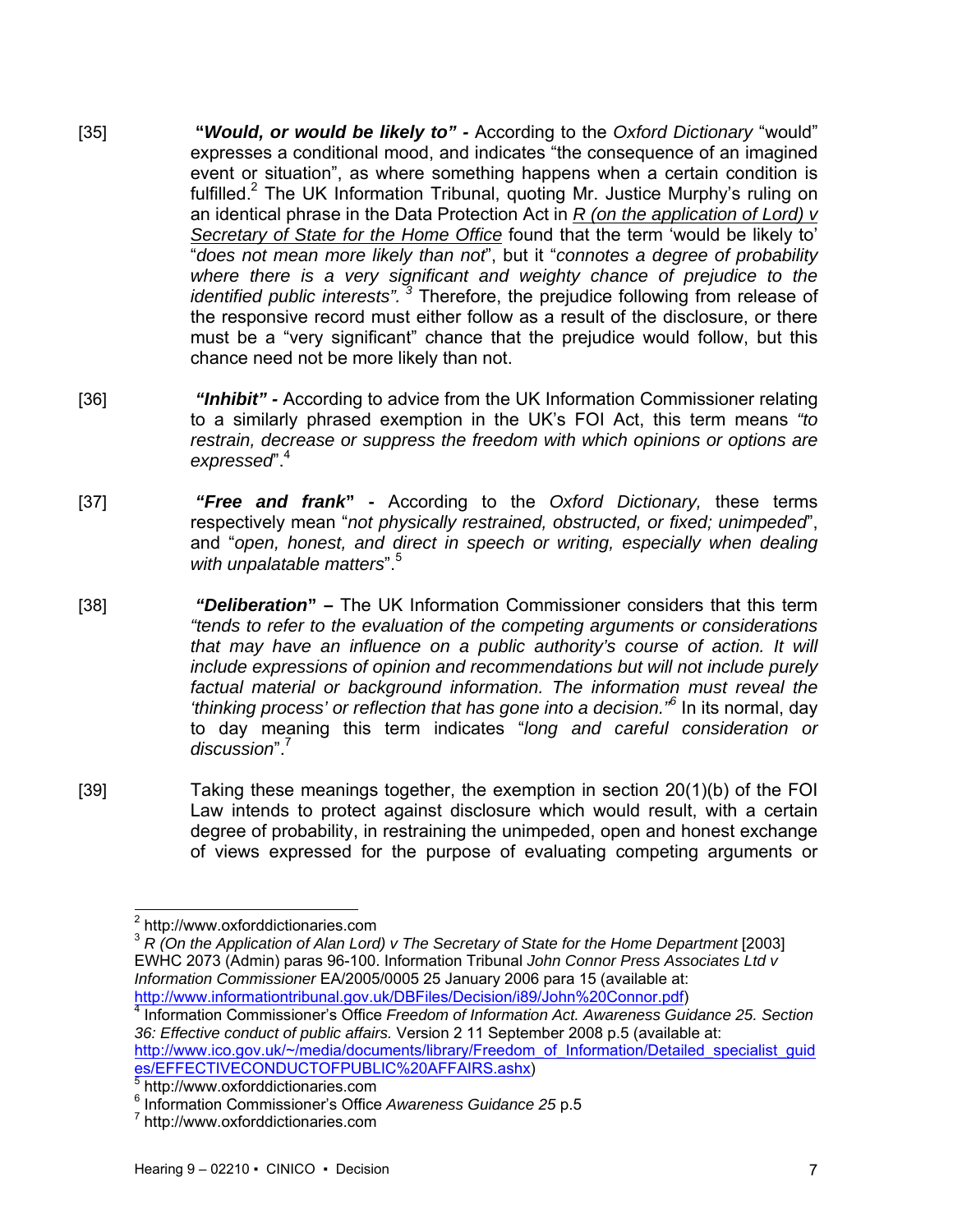[35] **"*Would, or would be likely to" -*** According to the *Oxford Dictionary* "would" expresses a conditional mood, and indicates "the consequence of an imagined event or situation", as where something happens when a certain condition is fulfilled.[2] The UK Information Tribunal, quoting Mr. Justice Murphy's ruling on an identical phrase in the Data Protection Act in *R (on the application of Lord) v Secretary of State for the Home Office* found that the term 'would be likely to' "*does not mean more likely than not*", but it "*connotes a degree of probability where there is a very significant and weighty chance of prejudice to the identified public interests".* [3] Therefore, the prejudice following from release of the responsive record must either follow as a result of the disclosure, or there must be a "very significant" chance that the prejudice would follow, but this chance need not be more likely than not.

[36] ***"Inhibit" -*** According to advice from the UK Information Commissioner relating to a similarly phrased exemption in the UK's FOI Act, this term means *"to restrain, decrease or suppress the freedom with which opinions or options are expressed*".[4]

[37] ***"Free and frank*" -** According to the *Oxford Dictionary,* these terms respectively mean "*not physically restrained, obstructed, or fixed; unimpeded*", and "*open, honest, and direct in speech or writing, especially when dealing with unpalatable matters*".[5]

[38] ***"Deliberation*" –** The UK Information Commissioner considers that this term *"tends to refer to the evaluation of the competing arguments or considerations that may have an influence on a public authority's course of action. It will include expressions of opinion and recommendations but will not include purely factual material or background information. The information must reveal the 'thinking process' or reflection that has gone into a decision."*[6] In its normal, day to day meaning this term indicates "*long and careful consideration or discussion*".[7]

[39] Taking these meanings together, the exemption in section 20(1)(b) of the FOI Law intends to protect against disclosure which would result, with a certain degree of probability, in restraining the unimpeded, open and honest exchange of views expressed for the purpose of evaluating competing arguments or

---

[2] http://www.oxforddictionaries.com

[3] *R (On the Application of Alan Lord) v The Secretary of State for the Home Department* [2003] EWHC 2073 (Admin) paras 96-100. Information Tribunal *John Connor Press Associates Ltd v Information Commissioner* EA/2005/0005 25 January 2006 para 15 (available at: http://www.informationtribunal.gov.uk/DBFiles/Decision/i89/John%20Connor.pdf)

[4] Information Commissioner's Office *Freedom of Information Act. Awareness Guidance 25. Section 36: Effective conduct of public affairs.* Version 2 11 September 2008 p.5 (available at: http://www.ico.gov.uk/~/media/documents/library/Freedom_of_Information/Detailed_specialist_guides/EFFECTIVECONDUCTOFPUBLIC%20AFFAIRS.ashx)

[5] http://www.oxforddictionaries.com

[6] Information Commissioner's Office *Awareness Guidance 25* p.5

[7] http://www.oxforddictionaries.com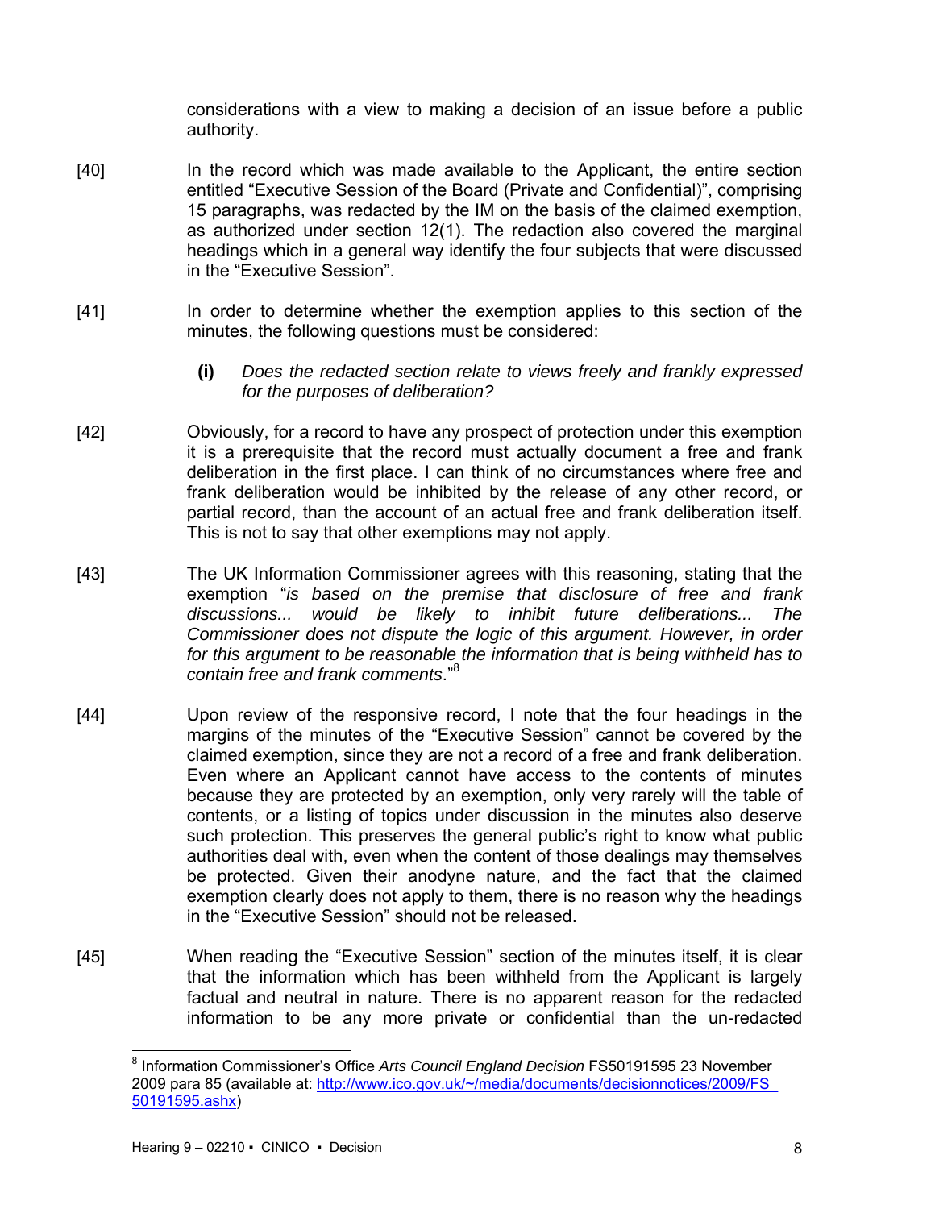considerations with a view to making a decision of an issue before a public authority.

[40] In the record which was made available to the Applicant, the entire section entitled "Executive Session of the Board (Private and Confidential)", comprising 15 paragraphs, was redacted by the IM on the basis of the claimed exemption, as authorized under section 12(1). The redaction also covered the marginal headings which in a general way identify the four subjects that were discussed in the "Executive Session".

[41] In order to determine whether the exemption applies to this section of the minutes, the following questions must be considered:

> **(i)** *Does the redacted section relate to views freely and frankly expressed for the purposes of deliberation?*

[42] Obviously, for a record to have any prospect of protection under this exemption it is a prerequisite that the record must actually document a free and frank deliberation in the first place. I can think of no circumstances where free and frank deliberation would be inhibited by the release of any other record, or partial record, than the account of an actual free and frank deliberation itself. This is not to say that other exemptions may not apply.

[43] The UK Information Commissioner agrees with this reasoning, stating that the exemption "*is based on the premise that disclosure of free and frank discussions... would be likely to inhibit future deliberations... The Commissioner does not dispute the logic of this argument. However, in order for this argument to be reasonable the information that is being withheld has to contain free and frank comments*."[8]

[44] Upon review of the responsive record, I note that the four headings in the margins of the minutes of the "Executive Session" cannot be covered by the claimed exemption, since they are not a record of a free and frank deliberation. Even where an Applicant cannot have access to the contents of minutes because they are protected by an exemption, only very rarely will the table of contents, or a listing of topics under discussion in the minutes also deserve such protection. This preserves the general public's right to know what public authorities deal with, even when the content of those dealings may themselves be protected. Given their anodyne nature, and the fact that the claimed exemption clearly does not apply to them, there is no reason why the headings in the "Executive Session" should not be released.

[45] When reading the "Executive Session" section of the minutes itself, it is clear that the information which has been withheld from the Applicant is largely factual and neutral in nature. There is no apparent reason for the redacted information to be any more private or confidential than the un-redacted

---

[8] Information Commissioner's Office *Arts Council England Decision* FS50191595 23 November 2009 para 85 (available at: http://www.ico.gov.uk/~/media/documents/decisionnotices/2009/FS_50191595.ashx)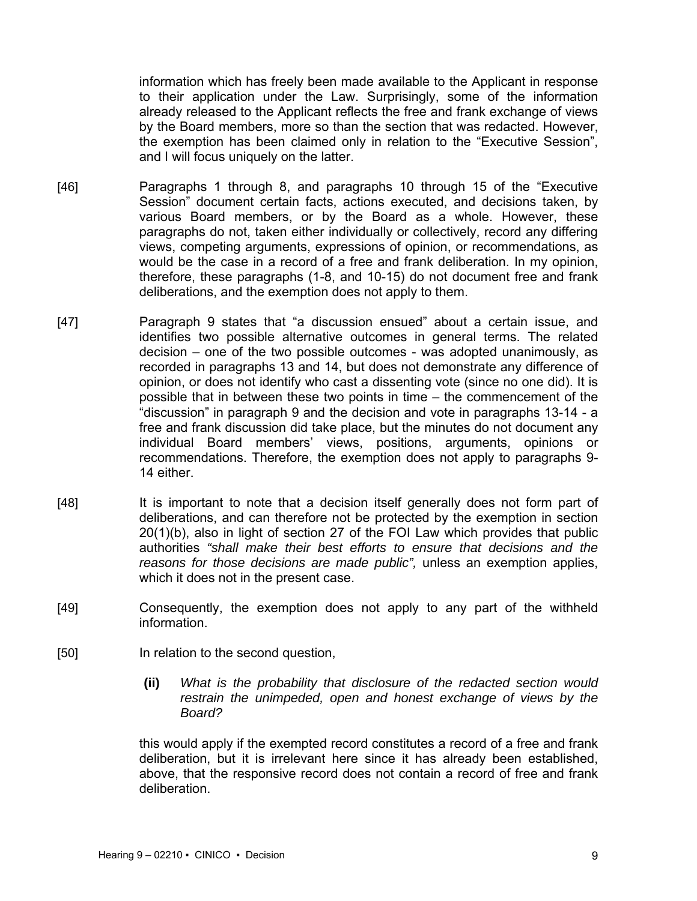information which has freely been made available to the Applicant in response to their application under the Law. Surprisingly, some of the information already released to the Applicant reflects the free and frank exchange of views by the Board members, more so than the section that was redacted. However, the exemption has been claimed only in relation to the "Executive Session", and I will focus uniquely on the latter.

[46] Paragraphs 1 through 8, and paragraphs 10 through 15 of the "Executive Session" document certain facts, actions executed, and decisions taken, by various Board members, or by the Board as a whole. However, these paragraphs do not, taken either individually or collectively, record any differing views, competing arguments, expressions of opinion, or recommendations, as would be the case in a record of a free and frank deliberation. In my opinion, therefore, these paragraphs (1-8, and 10-15) do not document free and frank deliberations, and the exemption does not apply to them.

[47] Paragraph 9 states that "a discussion ensued" about a certain issue, and identifies two possible alternative outcomes in general terms. The related decision – one of the two possible outcomes - was adopted unanimously, as recorded in paragraphs 13 and 14, but does not demonstrate any difference of opinion, or does not identify who cast a dissenting vote (since no one did). It is possible that in between these two points in time – the commencement of the "discussion" in paragraph 9 and the decision and vote in paragraphs 13-14 - a free and frank discussion did take place, but the minutes do not document any individual Board members' views, positions, arguments, opinions or recommendations. Therefore, the exemption does not apply to paragraphs 9-14 either.

[48] It is important to note that a decision itself generally does not form part of deliberations, and can therefore not be protected by the exemption in section 20(1)(b), also in light of section 27 of the FOI Law which provides that public authorities *"shall make their best efforts to ensure that decisions and the reasons for those decisions are made public",* unless an exemption applies, which it does not in the present case.

[49] Consequently, the exemption does not apply to any part of the withheld information.

[50] In relation to the second question,

> **(ii)** *What is the probability that disclosure of the redacted section would restrain the unimpeded, open and honest exchange of views by the Board?*

this would apply if the exempted record constitutes a record of a free and frank deliberation, but it is irrelevant here since it has already been established, above, that the responsive record does not contain a record of free and frank deliberation.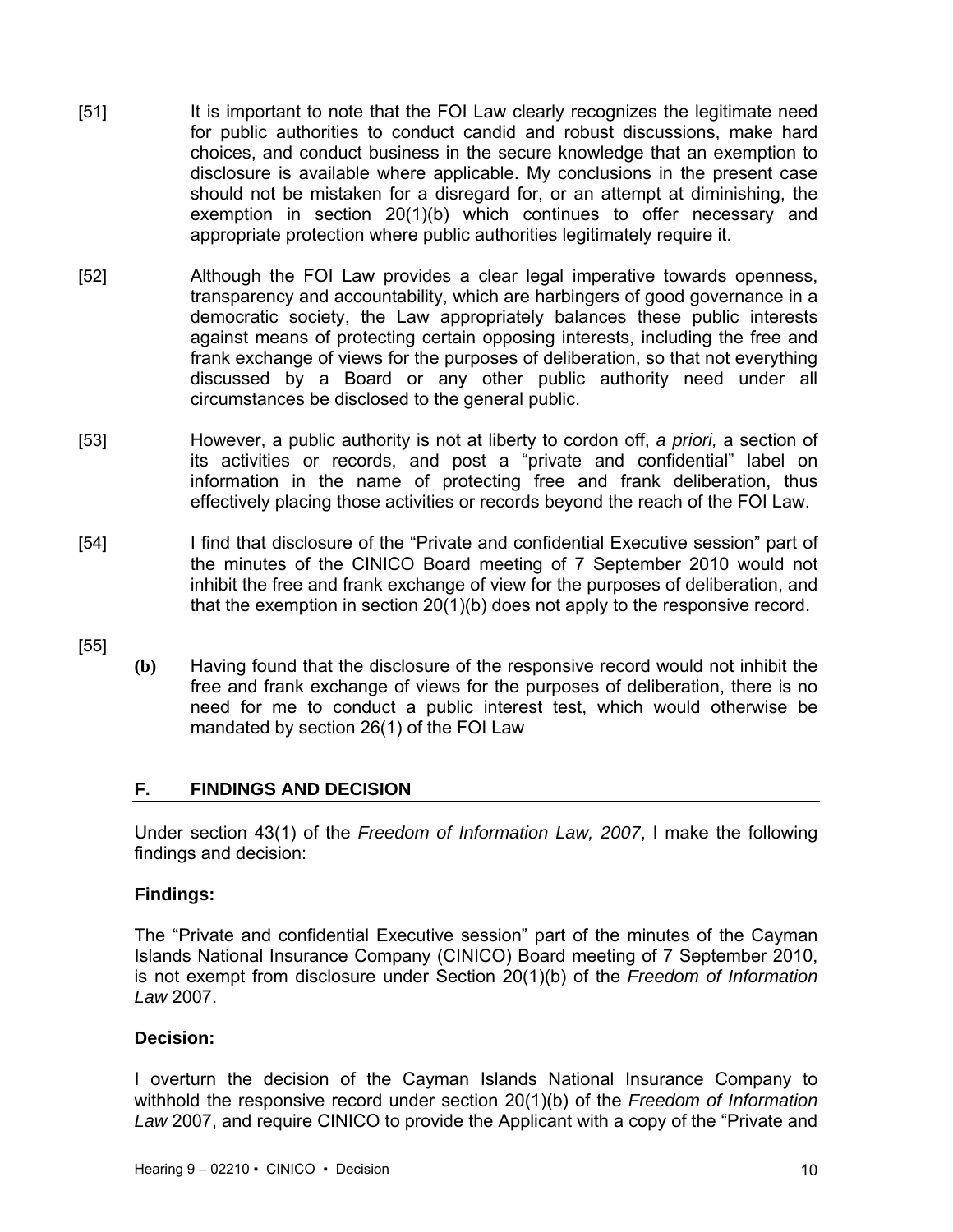[51] It is important to note that the FOI Law clearly recognizes the legitimate need for public authorities to conduct candid and robust discussions, make hard choices, and conduct business in the secure knowledge that an exemption to disclosure is available where applicable. My conclusions in the present case should not be mistaken for a disregard for, or an attempt at diminishing, the exemption in section 20(1)(b) which continues to offer necessary and appropriate protection where public authorities legitimately require it.

[52] Although the FOI Law provides a clear legal imperative towards openness, transparency and accountability, which are harbingers of good governance in a democratic society, the Law appropriately balances these public interests against means of protecting certain opposing interests, including the free and frank exchange of views for the purposes of deliberation, so that not everything discussed by a Board or any other public authority need under all circumstances be disclosed to the general public.

[53] However, a public authority is not at liberty to cordon off, *a priori,* a section of its activities or records, and post a "private and confidential" label on information in the name of protecting free and frank deliberation, thus effectively placing those activities or records beyond the reach of the FOI Law.

[54] I find that disclosure of the "Private and confidential Executive session" part of the minutes of the CINICO Board meeting of 7 September 2010 would not inhibit the free and frank exchange of view for the purposes of deliberation, and that the exemption in section 20(1)(b) does not apply to the responsive record.

[55]

**(b)** Having found that the disclosure of the responsive record would not inhibit the free and frank exchange of views for the purposes of deliberation, there is no need for me to conduct a public interest test, which would otherwise be mandated by section 26(1) of the FOI Law

## F. FINDINGS AND DECISION

Under section 43(1) of the *Freedom of Information Law, 2007*, I make the following findings and decision:

**Findings:**

The "Private and confidential Executive session" part of the minutes of the Cayman Islands National Insurance Company (CINICO) Board meeting of 7 September 2010, is not exempt from disclosure under Section 20(1)(b) of the *Freedom of Information Law* 2007.

**Decision:**

I overturn the decision of the Cayman Islands National Insurance Company to withhold the responsive record under section 20(1)(b) of the *Freedom of Information Law* 2007, and require CINICO to provide the Applicant with a copy of the "Private and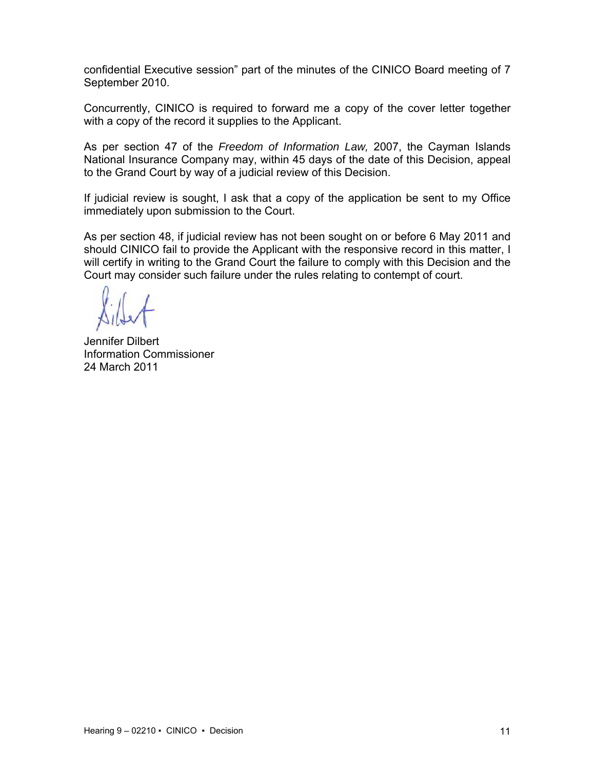confidential Executive session" part of the minutes of the CINICO Board meeting of 7 September 2010.

Concurrently, CINICO is required to forward me a copy of the cover letter together with a copy of the record it supplies to the Applicant.

As per section 47 of the *Freedom of Information Law,* 2007, the Cayman Islands National Insurance Company may, within 45 days of the date of this Decision, appeal to the Grand Court by way of a judicial review of this Decision.

If judicial review is sought, I ask that a copy of the application be sent to my Office immediately upon submission to the Court.

As per section 48, if judicial review has not been sought on or before 6 May 2011 and should CINICO fail to provide the Applicant with the responsive record in this matter, I will certify in writing to the Grand Court the failure to comply with this Decision and the Court may consider such failure under the rules relating to contempt of court.

Jennifer Dilbert
Information Commissioner
24 March 2011